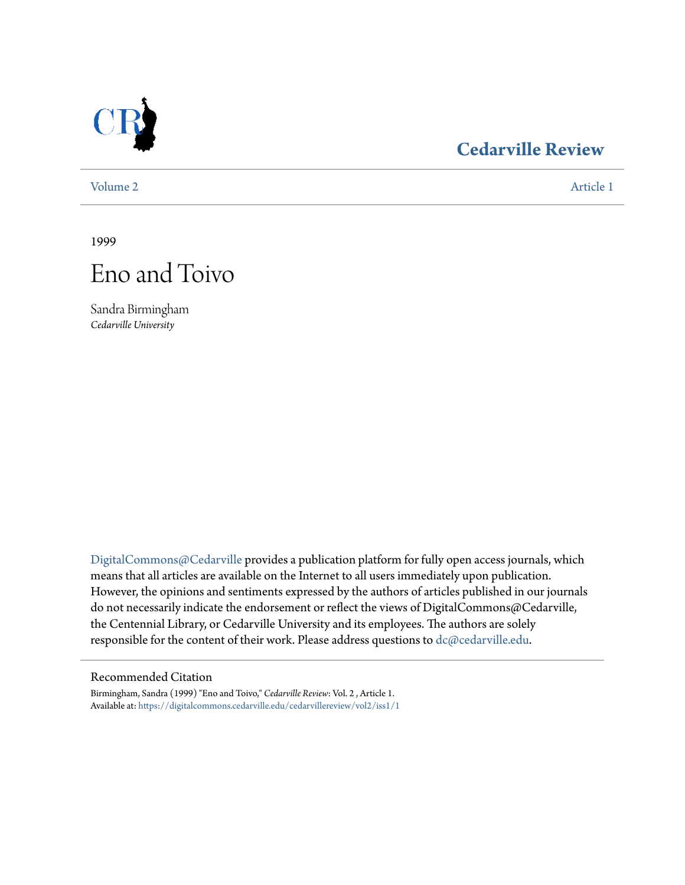Cedarville Review

Volume 2 | Article 1

1999

# Eno and Toivo

Sandra Birmingham
*Cedarville University*

DigitalCommons@Cedarville provides a publication platform for fully open access journals, which means that all articles are available on the Internet to all users immediately upon publication. However, the opinions and sentiments expressed by the authors of articles published in our journals do not necessarily indicate the endorsement or reflect the views of DigitalCommons@Cedarville, the Centennial Library, or Cedarville University and its employees. The authors are solely responsible for the content of their work. Please address questions to dc@cedarville.edu.

## Recommended Citation

Birmingham, Sandra (1999) "Eno and Toivo," *Cedarville Review*: Vol. 2 , Article 1.
Available at: https://digitalcommons.cedarville.edu/cedarvillereview/vol2/iss1/1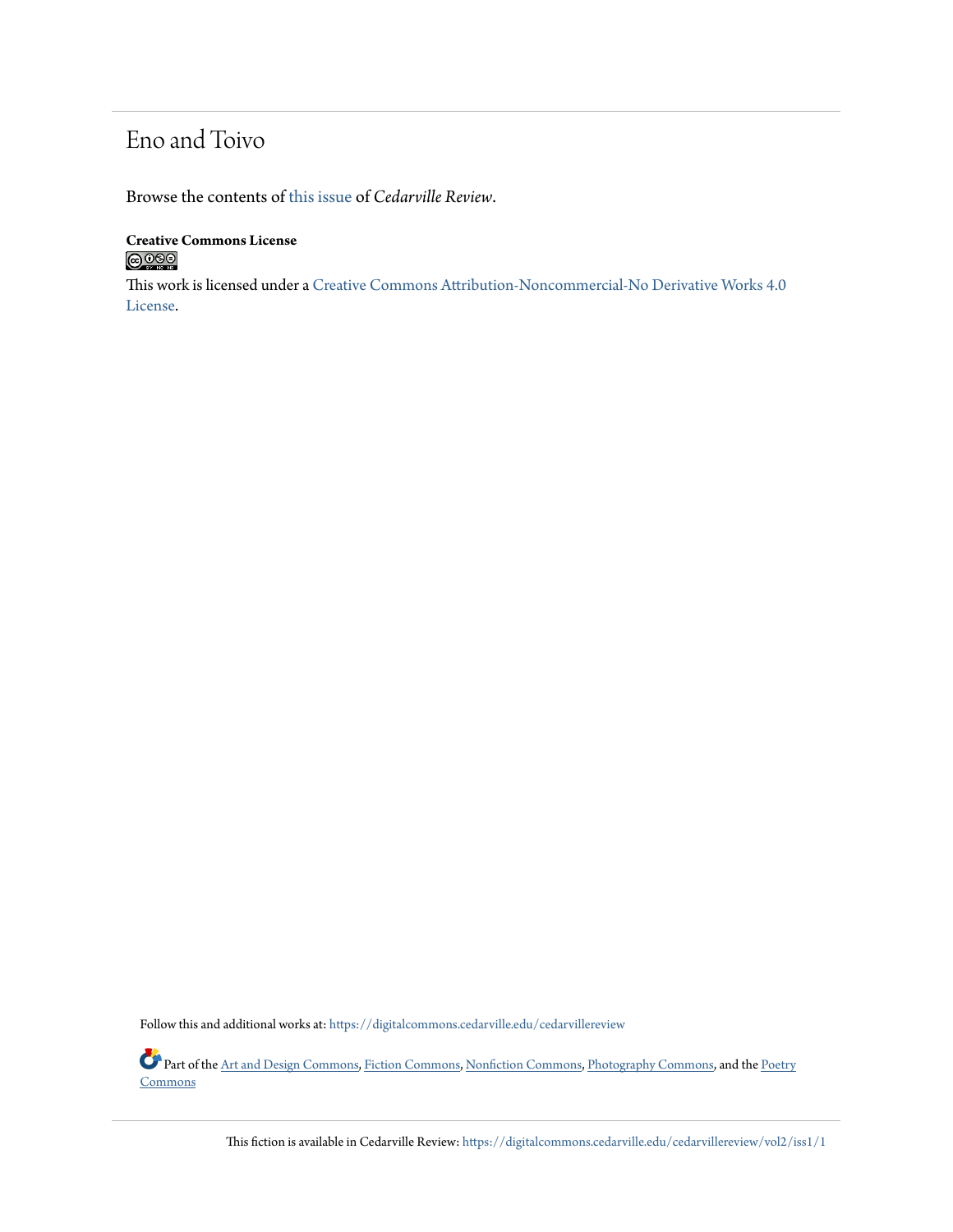# Eno and Toivo

Browse the contents of this issue of *Cedarville Review*.

**Creative Commons License**

This work is licensed under a Creative Commons Attribution-Noncommercial-No Derivative Works 4.0 License.

Follow this and additional works at: https://digitalcommons.cedarville.edu/cedarvillereview

Part of the Art and Design Commons, Fiction Commons, Nonfiction Commons, Photography Commons, and the Poetry Commons

This fiction is available in Cedarville Review: https://digitalcommons.cedarville.edu/cedarvillereview/vol2/iss1/1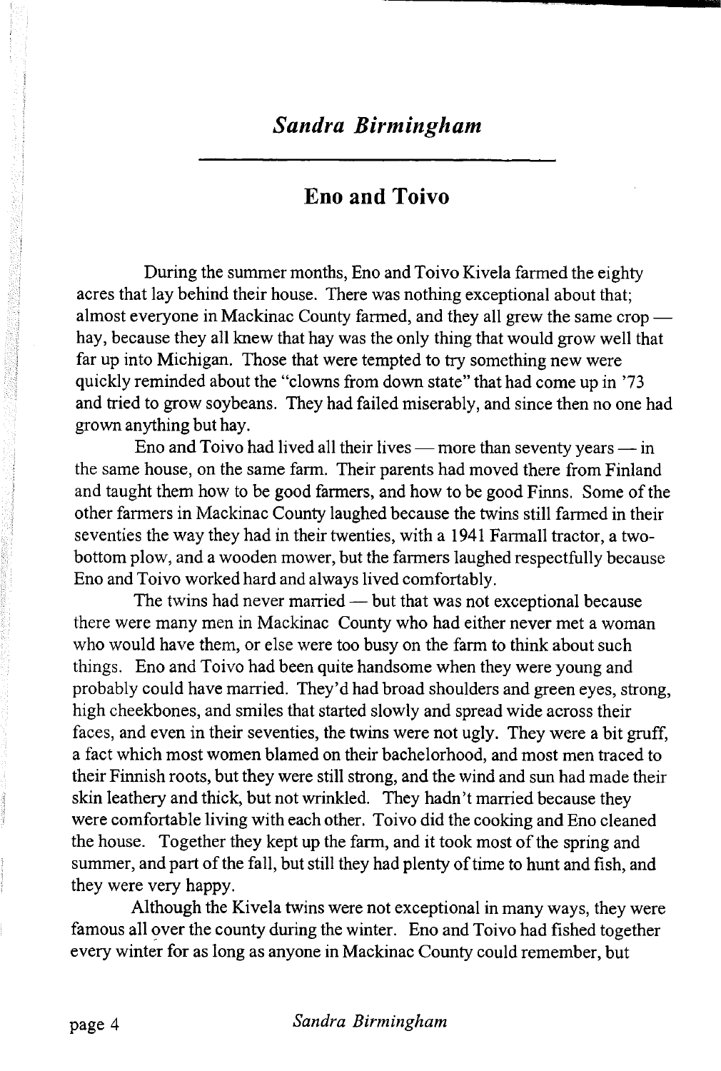## *Sandra Birmingham*

## Eno and Toivo

During the summer months, Eno and Toivo Kivela farmed the eighty acres that lay behind their house. There was nothing exceptional about that; almost everyone in Mackinac County farmed, and they all grew the same crop — hay, because they all knew that hay was the only thing that would grow well that far up into Michigan. Those that were tempted to try something new were quickly reminded about the "clowns from down state" that had come up in '73 and tried to grow soybeans. They had failed miserably, and since then no one had grown anything but hay.

Eno and Toivo had lived all their lives — more than seventy years — in the same house, on the same farm. Their parents had moved there from Finland and taught them how to be good farmers, and how to be good Finns. Some of the other farmers in Mackinac County laughed because the twins still farmed in their seventies the way they had in their twenties, with a 1941 Farmall tractor, a two-bottom plow, and a wooden mower, but the farmers laughed respectfully because Eno and Toivo worked hard and always lived comfortably.

The twins had never married — but that was not exceptional because there were many men in Mackinac County who had either never met a woman who would have them, or else were too busy on the farm to think about such things. Eno and Toivo had been quite handsome when they were young and probably could have married. They'd had broad shoulders and green eyes, strong, high cheekbones, and smiles that started slowly and spread wide across their faces, and even in their seventies, the twins were not ugly. They were a bit gruff, a fact which most women blamed on their bachelorhood, and most men traced to their Finnish roots, but they were still strong, and the wind and sun had made their skin leathery and thick, but not wrinkled. They hadn't married because they were comfortable living with each other. Toivo did the cooking and Eno cleaned the house. Together they kept up the farm, and it took most of the spring and summer, and part of the fall, but still they had plenty of time to hunt and fish, and they were very happy.

Although the Kivela twins were not exceptional in many ways, they were famous all over the county during the winter. Eno and Toivo had fished together every winter for as long as anyone in Mackinac County could remember, but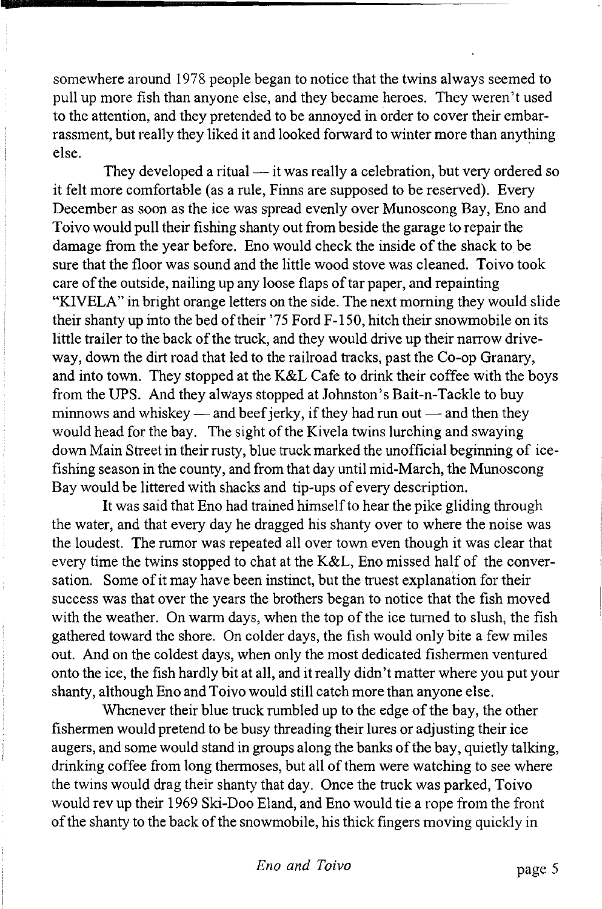somewhere around 1978 people began to notice that the twins always seemed to pull up more fish than anyone else, and they became heroes. They weren't used to the attention, and they pretended to be annoyed in order to cover their embarrassment, but really they liked it and looked forward to winter more than anything else.

They developed a ritual — it was really a celebration, but very ordered so it felt more comfortable (as a rule, Finns are supposed to be reserved). Every December as soon as the ice was spread evenly over Munoscong Bay, Eno and Toivo would pull their fishing shanty out from beside the garage to repair the damage from the year before. Eno would check the inside of the shack to be sure that the floor was sound and the little wood stove was cleaned. Toivo took care of the outside, nailing up any loose flaps of tar paper, and repainting "KIVELA" in bright orange letters on the side. The next morning they would slide their shanty up into the bed of their '75 Ford F-150, hitch their snowmobile on its little trailer to the back of the truck, and they would drive up their narrow driveway, down the dirt road that led to the railroad tracks, past the Co-op Granary, and into town. They stopped at the K&L Cafe to drink their coffee with the boys from the UPS. And they always stopped at Johnston's Bait-n-Tackle to buy minnows and whiskey — and beef jerky, if they had run out — and then they would head for the bay. The sight of the Kivela twins lurching and swaying down Main Street in their rusty, blue truck marked the unofficial beginning of ice-fishing season in the county, and from that day until mid-March, the Munoscong Bay would be littered with shacks and tip-ups of every description.

It was said that Eno had trained himself to hear the pike gliding through the water, and that every day he dragged his shanty over to where the noise was the loudest. The rumor was repeated all over town even though it was clear that every time the twins stopped to chat at the K&L, Eno missed half of the conversation. Some of it may have been instinct, but the truest explanation for their success was that over the years the brothers began to notice that the fish moved with the weather. On warm days, when the top of the ice turned to slush, the fish gathered toward the shore. On colder days, the fish would only bite a few miles out. And on the coldest days, when only the most dedicated fishermen ventured onto the ice, the fish hardly bit at all, and it really didn't matter where you put your shanty, although Eno and Toivo would still catch more than anyone else.

Whenever their blue truck rumbled up to the edge of the bay, the other fishermen would pretend to be busy threading their lures or adjusting their ice augers, and some would stand in groups along the banks of the bay, quietly talking, drinking coffee from long thermoses, but all of them were watching to see where the twins would drag their shanty that day. Once the truck was parked, Toivo would rev up their 1969 Ski-Doo Eland, and Eno would tie a rope from the front of the shanty to the back of the snowmobile, his thick fingers moving quickly in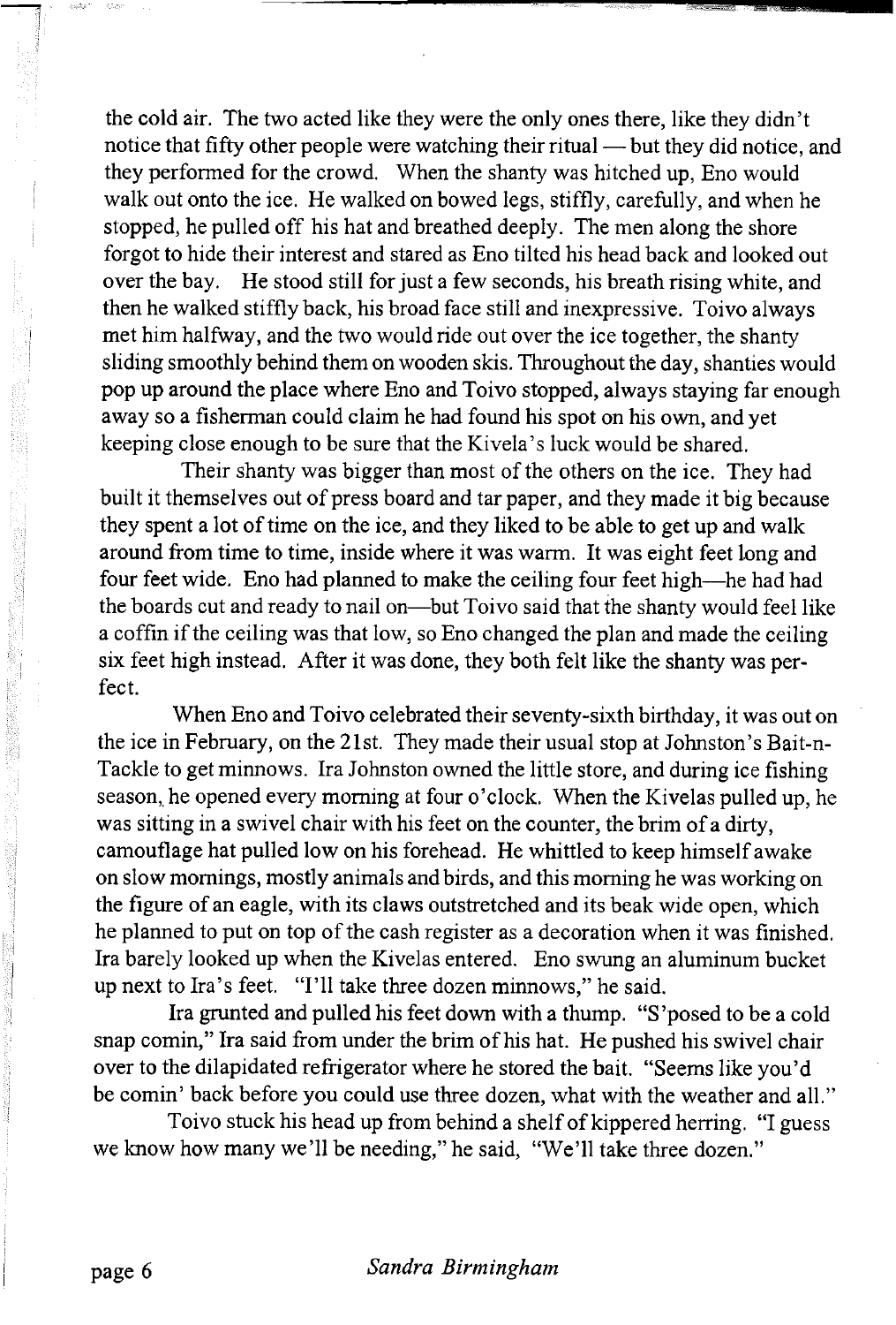the cold air. The two acted like they were the only ones there, like they didn't notice that fifty other people were watching their ritual — but they did notice, and they performed for the crowd. When the shanty was hitched up, Eno would walk out onto the ice. He walked on bowed legs, stiffly, carefully, and when he stopped, he pulled off his hat and breathed deeply. The men along the shore forgot to hide their interest and stared as Eno tilted his head back and looked out over the bay. He stood still for just a few seconds, his breath rising white, and then he walked stiffly back, his broad face still and inexpressive. Toivo always met him halfway, and the two would ride out over the ice together, the shanty sliding smoothly behind them on wooden skis. Throughout the day, shanties would pop up around the place where Eno and Toivo stopped, always staying far enough away so a fisherman could claim he had found his spot on his own, and yet keeping close enough to be sure that the Kivela's luck would be shared.

Their shanty was bigger than most of the others on the ice. They had built it themselves out of press board and tar paper, and they made it big because they spent a lot of time on the ice, and they liked to be able to get up and walk around from time to time, inside where it was warm. It was eight feet long and four feet wide. Eno had planned to make the ceiling four feet high—he had had the boards cut and ready to nail on—but Toivo said that the shanty would feel like a coffin if the ceiling was that low, so Eno changed the plan and made the ceiling six feet high instead. After it was done, they both felt like the shanty was perfect.

When Eno and Toivo celebrated their seventy-sixth birthday, it was out on the ice in February, on the 21st. They made their usual stop at Johnston's Bait-n-Tackle to get minnows. Ira Johnston owned the little store, and during ice fishing season, he opened every morning at four o'clock. When the Kivelas pulled up, he was sitting in a swivel chair with his feet on the counter, the brim of a dirty, camouflage hat pulled low on his forehead. He whittled to keep himself awake on slow mornings, mostly animals and birds, and this morning he was working on the figure of an eagle, with its claws outstretched and its beak wide open, which he planned to put on top of the cash register as a decoration when it was finished. Ira barely looked up when the Kivelas entered. Eno swung an aluminum bucket up next to Ira's feet. "I'll take three dozen minnows," he said.

Ira grunted and pulled his feet down with a thump. "S'posed to be a cold snap comin," Ira said from under the brim of his hat. He pushed his swivel chair over to the dilapidated refrigerator where he stored the bait. "Seems like you'd be comin' back before you could use three dozen, what with the weather and all."

Toivo stuck his head up from behind a shelf of kippered herring. "I guess we know how many we'll be needing," he said, "We'll take three dozen."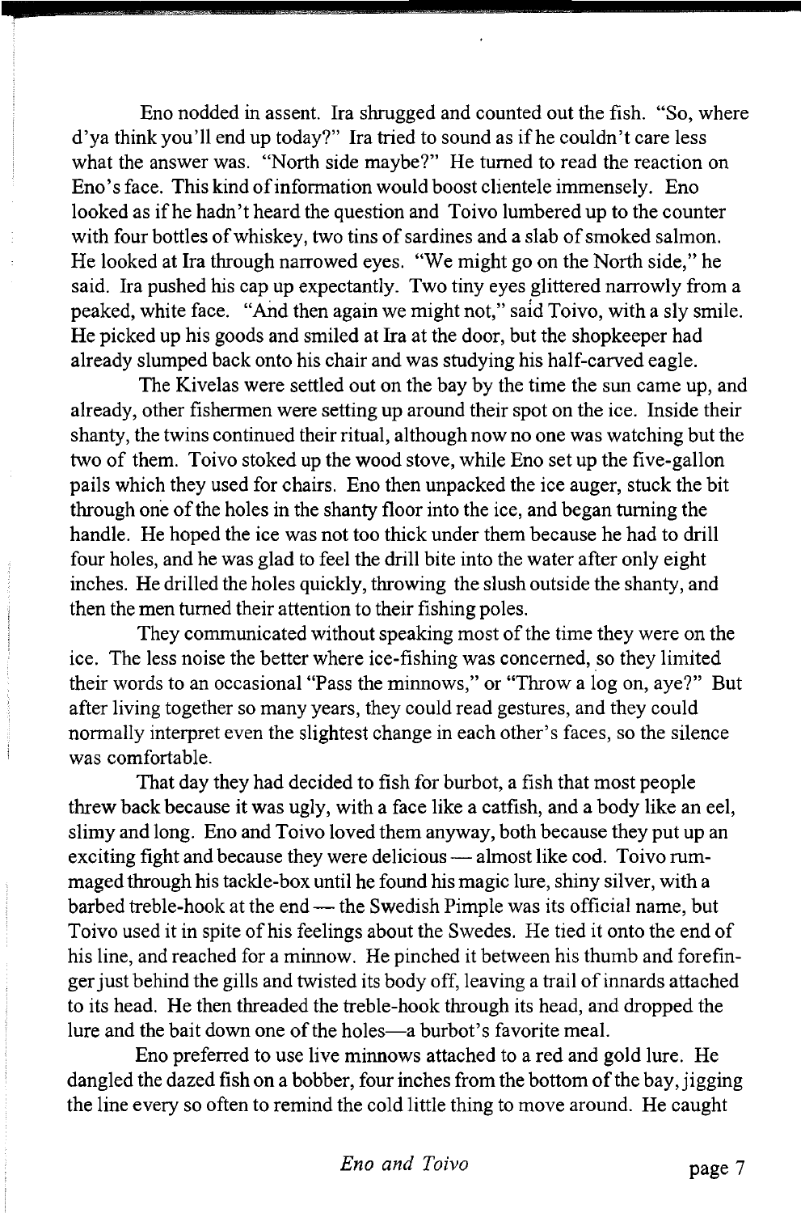Eno nodded in assent. Ira shrugged and counted out the fish. "So, where d'ya think you'll end up today?" Ira tried to sound as if he couldn't care less what the answer was. "North side maybe?" He turned to read the reaction on Eno's face. This kind of information would boost clientele immensely. Eno looked as if he hadn't heard the question and Toivo lumbered up to the counter with four bottles of whiskey, two tins of sardines and a slab of smoked salmon. He looked at Ira through narrowed eyes. "We might go on the North side," he said. Ira pushed his cap up expectantly. Two tiny eyes glittered narrowly from a peaked, white face. "And then again we might not," said Toivo, with a sly smile. He picked up his goods and smiled at Ira at the door, but the shopkeeper had already slumped back onto his chair and was studying his half-carved eagle.

The Kivelas were settled out on the bay by the time the sun came up, and already, other fishermen were setting up around their spot on the ice. Inside their shanty, the twins continued their ritual, although now no one was watching but the two of them. Toivo stoked up the wood stove, while Eno set up the five-gallon pails which they used for chairs. Eno then unpacked the ice auger, stuck the bit through one of the holes in the shanty floor into the ice, and began turning the handle. He hoped the ice was not too thick under them because he had to drill four holes, and he was glad to feel the drill bite into the water after only eight inches. He drilled the holes quickly, throwing the slush outside the shanty, and then the men turned their attention to their fishing poles.

They communicated without speaking most of the time they were on the ice. The less noise the better where ice-fishing was concerned, so they limited their words to an occasional "Pass the minnows," or "Throw a log on, aye?" But after living together so many years, they could read gestures, and they could normally interpret even the slightest change in each other's faces, so the silence was comfortable.

That day they had decided to fish for burbot, a fish that most people threw back because it was ugly, with a face like a catfish, and a body like an eel, slimy and long. Eno and Toivo loved them anyway, both because they put up an exciting fight and because they were delicious — almost like cod. Toivo rummaged through his tackle-box until he found his magic lure, shiny silver, with a barbed treble-hook at the end — the Swedish Pimple was its official name, but Toivo used it in spite of his feelings about the Swedes. He tied it onto the end of his line, and reached for a minnow. He pinched it between his thumb and forefinger just behind the gills and twisted its body off, leaving a trail of innards attached to its head. He then threaded the treble-hook through its head, and dropped the lure and the bait down one of the holes—a burbot's favorite meal.

Eno preferred to use live minnows attached to a red and gold lure. He dangled the dazed fish on a bobber, four inches from the bottom of the bay, jigging the line every so often to remind the cold little thing to move around. He caught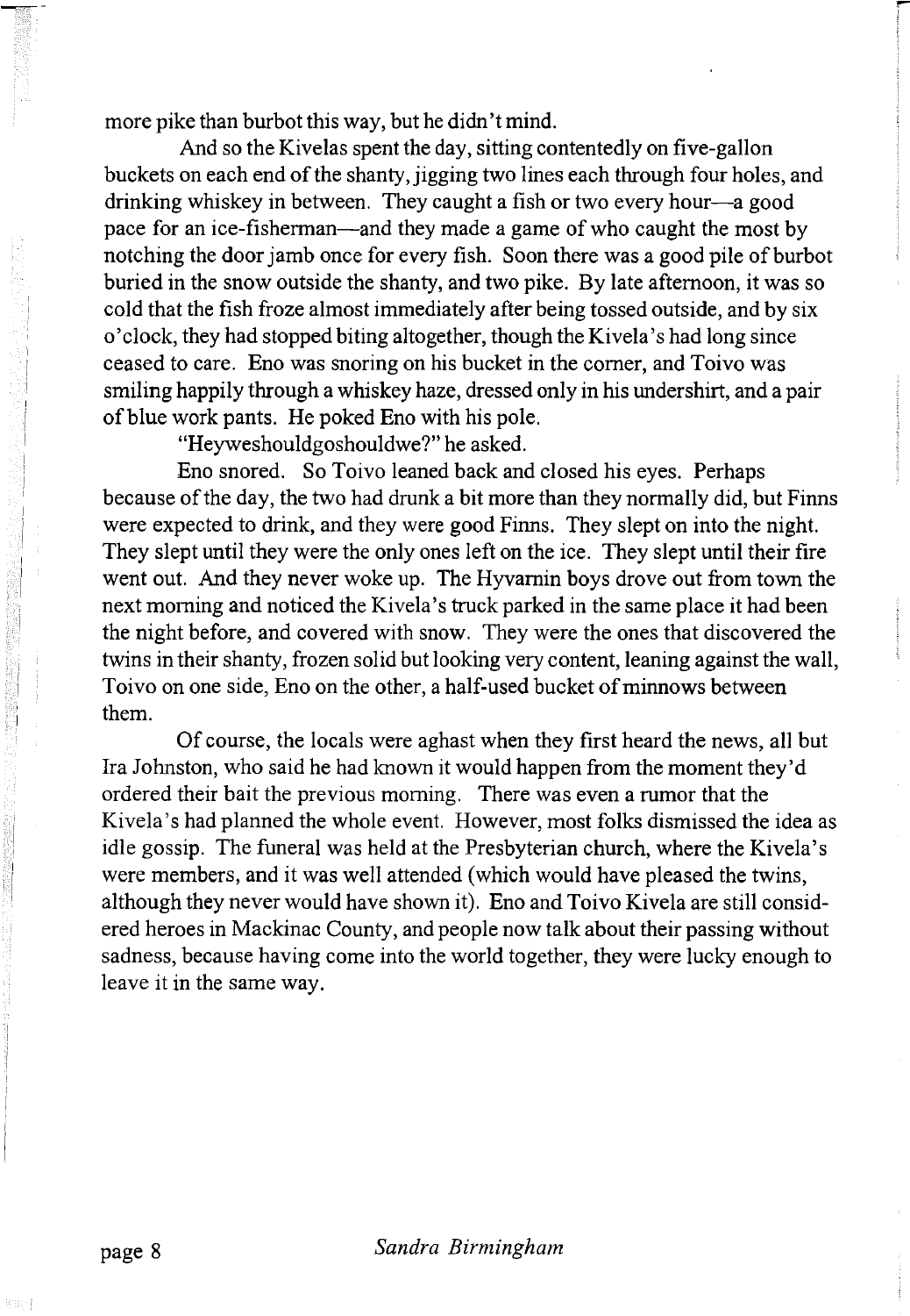more pike than burbot this way, but he didn't mind.

And so the Kivelas spent the day, sitting contentedly on five-gallon buckets on each end of the shanty, jigging two lines each through four holes, and drinking whiskey in between. They caught a fish or two every hour—a good pace for an ice-fisherman—and they made a game of who caught the most by notching the door jamb once for every fish. Soon there was a good pile of burbot buried in the snow outside the shanty, and two pike. By late afternoon, it was so cold that the fish froze almost immediately after being tossed outside, and by six o'clock, they had stopped biting altogether, though the Kivela's had long since ceased to care. Eno was snoring on his bucket in the corner, and Toivo was smiling happily through a whiskey haze, dressed only in his undershirt, and a pair of blue work pants. He poked Eno with his pole.

"Heyweshouldgoshouldwe?" he asked.

Eno snored. So Toivo leaned back and closed his eyes. Perhaps because of the day, the two had drunk a bit more than they normally did, but Finns were expected to drink, and they were good Finns. They slept on into the night. They slept until they were the only ones left on the ice. They slept until their fire went out. And they never woke up. The Hyvarnin boys drove out from town the next morning and noticed the Kivela's truck parked in the same place it had been the night before, and covered with snow. They were the ones that discovered the twins in their shanty, frozen solid but looking very content, leaning against the wall, Toivo on one side, Eno on the other, a half-used bucket of minnows between them.

Of course, the locals were aghast when they first heard the news, all but Ira Johnston, who said he had known it would happen from the moment they'd ordered their bait the previous morning. There was even a rumor that the Kivela's had planned the whole event. However, most folks dismissed the idea as idle gossip. The funeral was held at the Presbyterian church, where the Kivela's were members, and it was well attended (which would have pleased the twins, although they never would have shown it). Eno and Toivo Kivela are still considered heroes in Mackinac County, and people now talk about their passing without sadness, because having come into the world together, they were lucky enough to leave it in the same way.